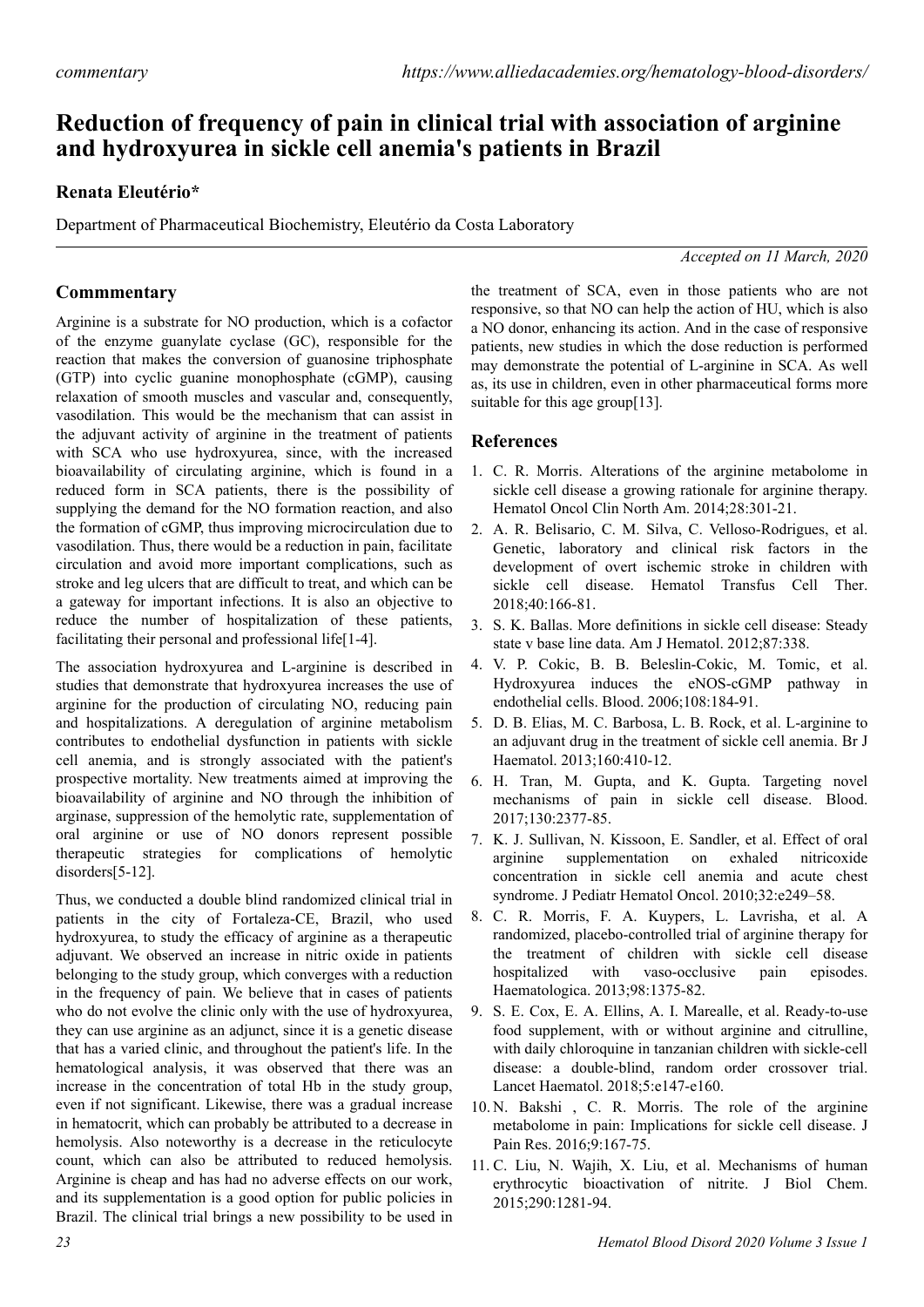*commentary*

# Reduction of frequency of pain in clinical trial with association of arginine and hydroxyurea in sickle cell anemia's patients in Brazil

**Renata Eleutério***

Department of Pharmaceutical Biochemistry, Eleutério da Costa Laboratory

*Accepted on 11 March, 2020*

## Commmentary

Arginine is a substrate for NO production, which is a cofactor of the enzyme guanylate cyclase (GC), responsible for the reaction that makes the conversion of guanosine triphosphate (GTP) into cyclic guanine monophosphate (cGMP), causing relaxation of smooth muscles and vascular and, consequently, vasodilation. This would be the mechanism that can assist in the adjuvant activity of arginine in the treatment of patients with SCA who use hydroxyurea, since, with the increased bioavailability of circulating arginine, which is found in a reduced form in SCA patients, there is the possibility of supplying the demand for the NO formation reaction, and also the formation of cGMP, thus improving microcirculation due to vasodilation. Thus, there would be a reduction in pain, facilitate circulation and avoid more important complications, such as stroke and leg ulcers that are difficult to treat, and which can be a gateway for important infections. It is also an objective to reduce the number of hospitalization of these patients, facilitating their personal and professional life[1-4].

The association hydroxyurea and L-arginine is described in studies that demonstrate that hydroxyurea increases the use of arginine for the production of circulating NO, reducing pain and hospitalizations. A deregulation of arginine metabolism contributes to endothelial dysfunction in patients with sickle cell anemia, and is strongly associated with the patient's prospective mortality. New treatments aimed at improving the bioavailability of arginine and NO through the inhibition of arginase, suppression of the hemolytic rate, supplementation of oral arginine or use of NO donors represent possible therapeutic strategies for complications of hemolytic disorders[5-12].

Thus, we conducted a double blind randomized clinical trial in patients in the city of Fortaleza-CE, Brazil, who used hydroxyurea, to study the efficacy of arginine as a therapeutic adjuvant. We observed an increase in nitric oxide in patients belonging to the study group, which converges with a reduction in the frequency of pain. We believe that in cases of patients who do not evolve the clinic only with the use of hydroxyurea, they can use arginine as an adjunct, since it is a genetic disease that has a varied clinic, and throughout the patient's life. In the hematological analysis, it was observed that there was an increase in the concentration of total Hb in the study group, even if not significant. Likewise, there was a gradual increase in hematocrit, which can probably be attributed to a decrease in hemolysis. Also noteworthy is a decrease in the reticulocyte count, which can also be attributed to reduced hemolysis. Arginine is cheap and has had no adverse effects on our work, and its supplementation is a good option for public policies in Brazil. The clinical trial brings a new possibility to be used in the treatment of SCA, even in those patients who are not responsive, so that NO can help the action of HU, which is also a NO donor, enhancing its action. And in the case of responsive patients, new studies in which the dose reduction is performed may demonstrate the potential of L-arginine in SCA. As well as, its use in children, even in other pharmaceutical forms more suitable for this age group[13].

## References

1. C. R. Morris. Alterations of the arginine metabolome in sickle cell disease a growing rationale for arginine therapy. Hematol Oncol Clin North Am. 2014;28:301-21.
2. A. R. Belisario, C. M. Silva, C. Velloso-Rodrigues, et al. Genetic, laboratory and clinical risk factors in the development of overt ischemic stroke in children with sickle cell disease. Hematol Transfus Cell Ther. 2018;40:166-81.
3. S. K. Ballas. More definitions in sickle cell disease: Steady state v base line data. Am J Hematol. 2012;87:338.
4. V. P. Cokic, B. B. Beleslin-Cokic, M. Tomic, et al. Hydroxyurea induces the eNOS-cGMP pathway in endothelial cells. Blood. 2006;108:184-91.
5. D. B. Elias, M. C. Barbosa, L. B. Rock, et al. L-arginine to an adjuvant drug in the treatment of sickle cell anemia. Br J Haematol. 2013;160:410-12.
6. H. Tran, M. Gupta, and K. Gupta. Targeting novel mechanisms of pain in sickle cell disease. Blood. 2017;130:2377-85.
7. K. J. Sullivan, N. Kissoon, E. Sandler, et al. Effect of oral arginine supplementation on exhaled nitricoxide concentration in sickle cell anemia and acute chest syndrome. J Pediatr Hematol Oncol. 2010;32:e249–58.
8. C. R. Morris, F. A. Kuypers, L. Lavrisha, et al. A randomized, placebo-controlled trial of arginine therapy for the treatment of children with sickle cell disease hospitalized with vaso-occlusive pain episodes. Haematologica. 2013;98:1375-82.
9. S. E. Cox, E. A. Ellins, A. I. Marealle, et al. Ready-to-use food supplement, with or without arginine and citrulline, with daily chloroquine in tanzanian children with sickle-cell disease: a double-blind, random order crossover trial. Lancet Haematol. 2018;5:e147-e160.
10. N. Bakshi , C. R. Morris. The role of the arginine metabolome in pain: Implications for sickle cell disease. J Pain Res. 2016;9:167-75.
11. C. Liu, N. Wajih, X. Liu, et al. Mechanisms of human erythrocytic bioactivation of nitrite. J Biol Chem. 2015;290:1281-94.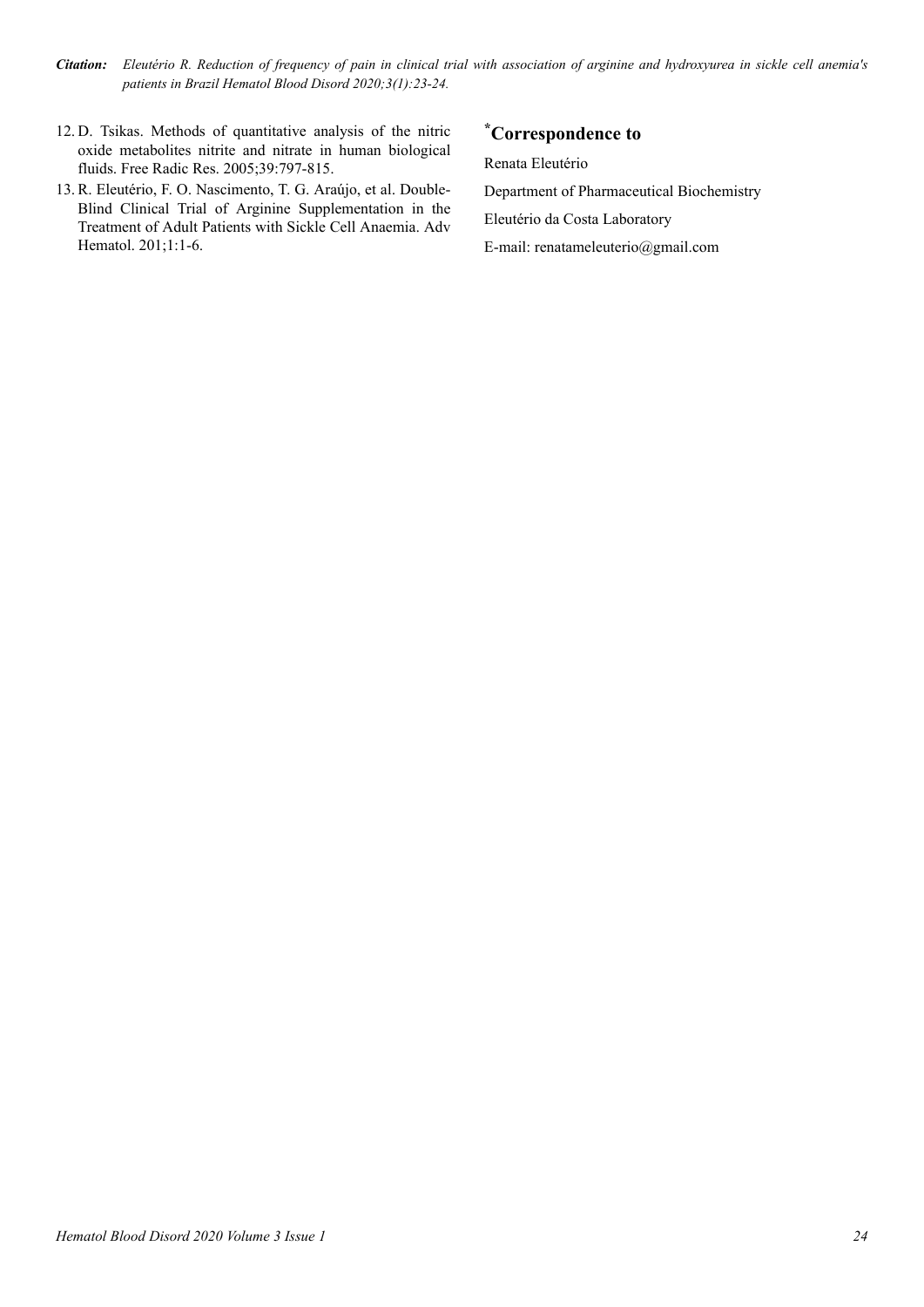12. D. Tsikas. Methods of quantitative analysis of the nitric oxide metabolites nitrite and nitrate in human biological fluids. Free Radic Res. 2005;39:797-815.
13. R. Eleutério, F. O. Nascimento, T. G. Araújo, et al. Double-Blind Clinical Trial of Arginine Supplementation in the Treatment of Adult Patients with Sickle Cell Anaemia. Adv Hematol. 201;1:1-6.

## *Correspondence to

Renata Eleutério

Department of Pharmaceutical Biochemistry

Eleutério da Costa Laboratory

E-mail: renatameleuterio@gmail.com